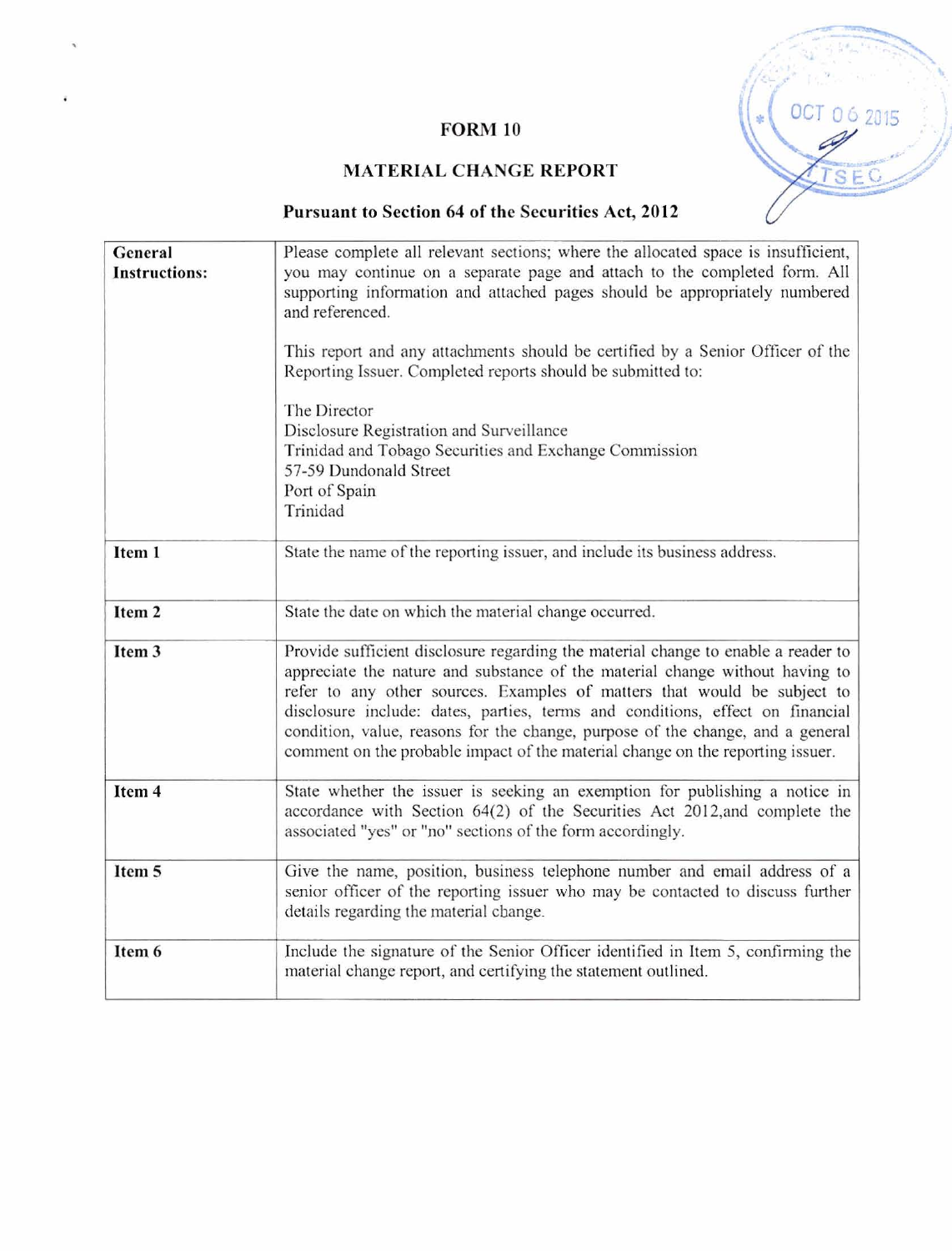# FORM 10

## MATERIAL CHANGE REPORT

### Pursuant to Section 64 of the Securities Act, 2012

| | |
|---|---|
| **General Instructions:** | Please complete all relevant sections; where the allocated space is insufficient, you may continue on a separate page and attach to the completed form. All supporting information and attached pages should be appropriately numbered and referenced.<br><br>This report and any attachments should be certified by a Senior Officer of the Reporting Issuer. Completed reports should be submitted to:<br><br>The Director<br>Disclosure Registration and Surveillance<br>Trinidad and Tobago Securities and Exchange Commission<br>57-59 Dundonald Street<br>Port of Spain<br>Trinidad |
| **Item 1** | State the name of the reporting issuer, and include its business address. |
| **Item 2** | State the date on which the material change occurred. |
| **Item 3** | Provide sufficient disclosure regarding the material change to enable a reader to appreciate the nature and substance of the material change without having to refer to any other sources. Examples of matters that would be subject to disclosure include: dates, parties, terms and conditions, effect on financial condition, value, reasons for the change, purpose of the change, and a general comment on the probable impact of the material change on the reporting issuer. |
| **Item 4** | State whether the issuer is seeking an exemption for publishing a notice in accordance with Section 64(2) of the Securities Act 2012,and complete the associated "yes" or "no" sections of the form accordingly. |
| **Item 5** | Give the name, position, business telephone number and email address of a senior officer of the reporting issuer who may be contacted to discuss further details regarding the material change. |
| **Item 6** | Include the signature of the Senior Officer identified in Item 5, confirming the material change report, and certifying the statement outlined. |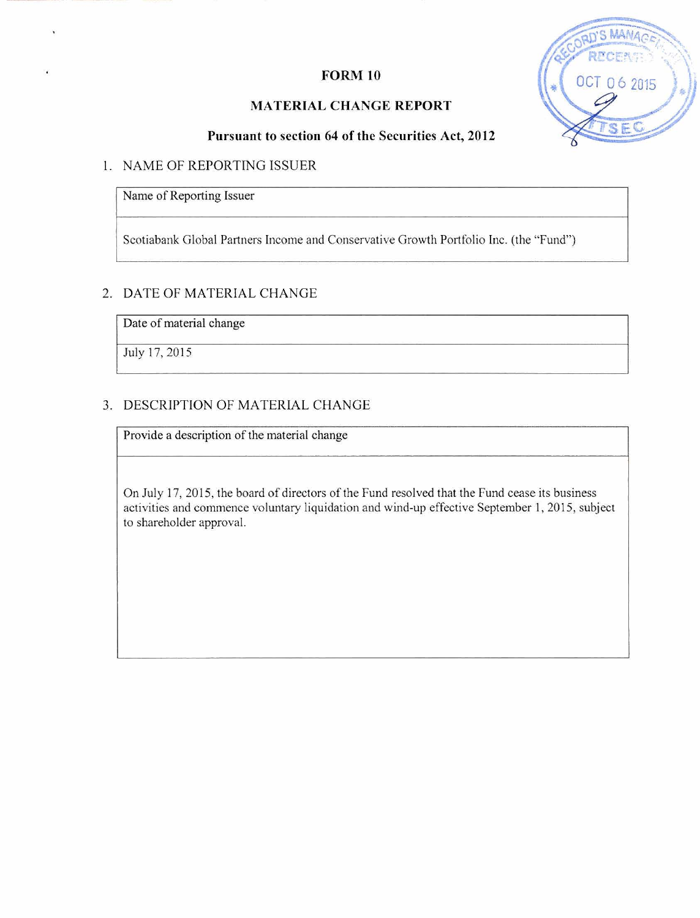# FORM 10

## MATERIAL CHANGE REPORT

### Pursuant to section 64 of the Securities Act, 2012

1. NAME OF REPORTING ISSUER

| Name of Reporting Issuer |
| --- |
| Scotiabank Global Partners Income and Conservative Growth Portfolio Inc. (the "Fund") |

2. DATE OF MATERIAL CHANGE

| Date of material change |
| --- |
| July 17, 2015 |

3. DESCRIPTION OF MATERIAL CHANGE

| Provide a description of the material change |
| --- |
| On July 17, 2015, the board of directors of the Fund resolved that the Fund cease its business activities and commence voluntary liquidation and wind-up effective September 1, 2015, subject to shareholder approval. |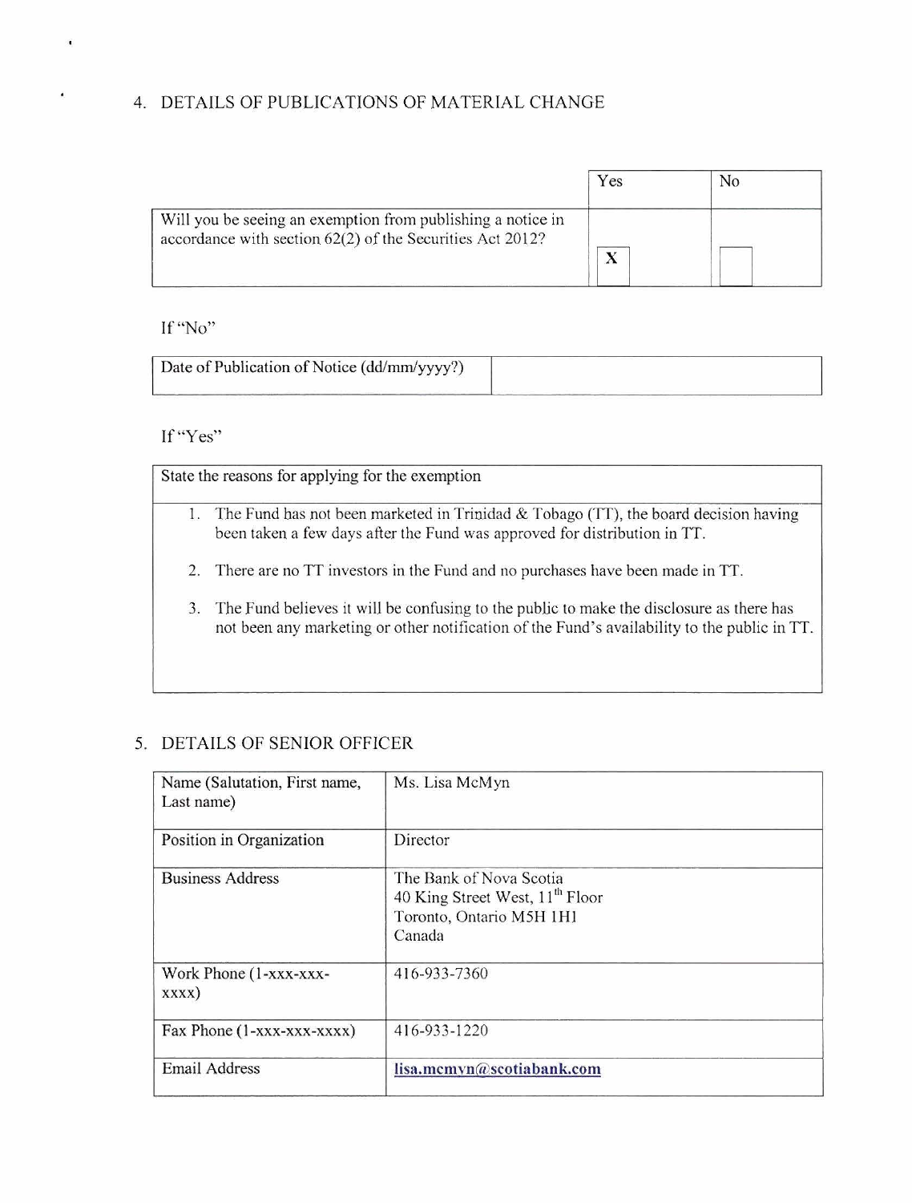## 4. DETAILS OF PUBLICATIONS OF MATERIAL CHANGE

| | Yes | No |
|---|---|---|
| Will you be seeing an exemption from publishing a notice in accordance with section 62(2) of the Securities Act 2012? | X | |

If "No"

| Date of Publication of Notice (dd/mm/yyyy?) | |
|---|---|

If "Yes"

| State the reasons for applying for the exemption |
|---|
| 1. The Fund has not been marketed in Trinidad & Tobago (TT), the board decision having been taken a few days after the Fund was approved for distribution in TT.<br>2. There are no TT investors in the Fund and no purchases have been made in TT.<br>3. The Fund believes it will be confusing to the public to make the disclosure as there has not been any marketing or other notification of the Fund's availability to the public in TT. |

## 5. DETAILS OF SENIOR OFFICER

| Name (Salutation, First name, Last name) | Ms. Lisa McMyn |
|---|---|
| Position in Organization | Director |
| Business Address | The Bank of Nova Scotia<br>40 King Street West, 11th Floor<br>Toronto, Ontario M5H 1H1<br>Canada |
| Work Phone (1-xxx-xxx-xxxx) | 416-933-7360 |
| Fax Phone (1-xxx-xxx-xxxx) | 416-933-1220 |
| Email Address | **lisa.mcmyn@scotiabank.com** |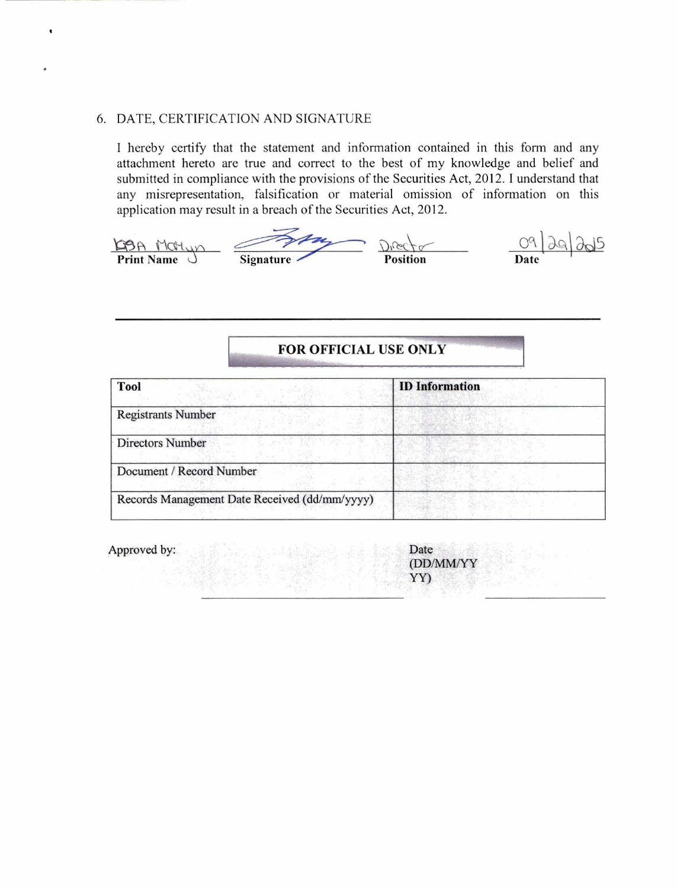6. DATE, CERTIFICATION AND SIGNATURE

I hereby certify that the statement and information contained in this form and any attachment hereto are true and correct to the best of my knowledge and belief and submitted in compliance with the provisions of the Securities Act, 2012. I understand that any misrepresentation, falsification or material omission of information on this application may result in a breach of the Securities Act, 2012.

| Lisa McKlyn | [signature] | Director | 09/29/2015 |
|---|---|---|---|
| **Print Name** | **Signature** | **Position** | **Date** |

---

**FOR OFFICIAL USE ONLY**

| **Tool** | **ID Information** |
|---|---|
| Registrants Number | |
| Directors Number | |
| Document / Record Number | |
| Records Management Date Received (dd/mm/yyyy) | |

Approved by: ____________________ Date (DD/MM/YYYY) ____________________